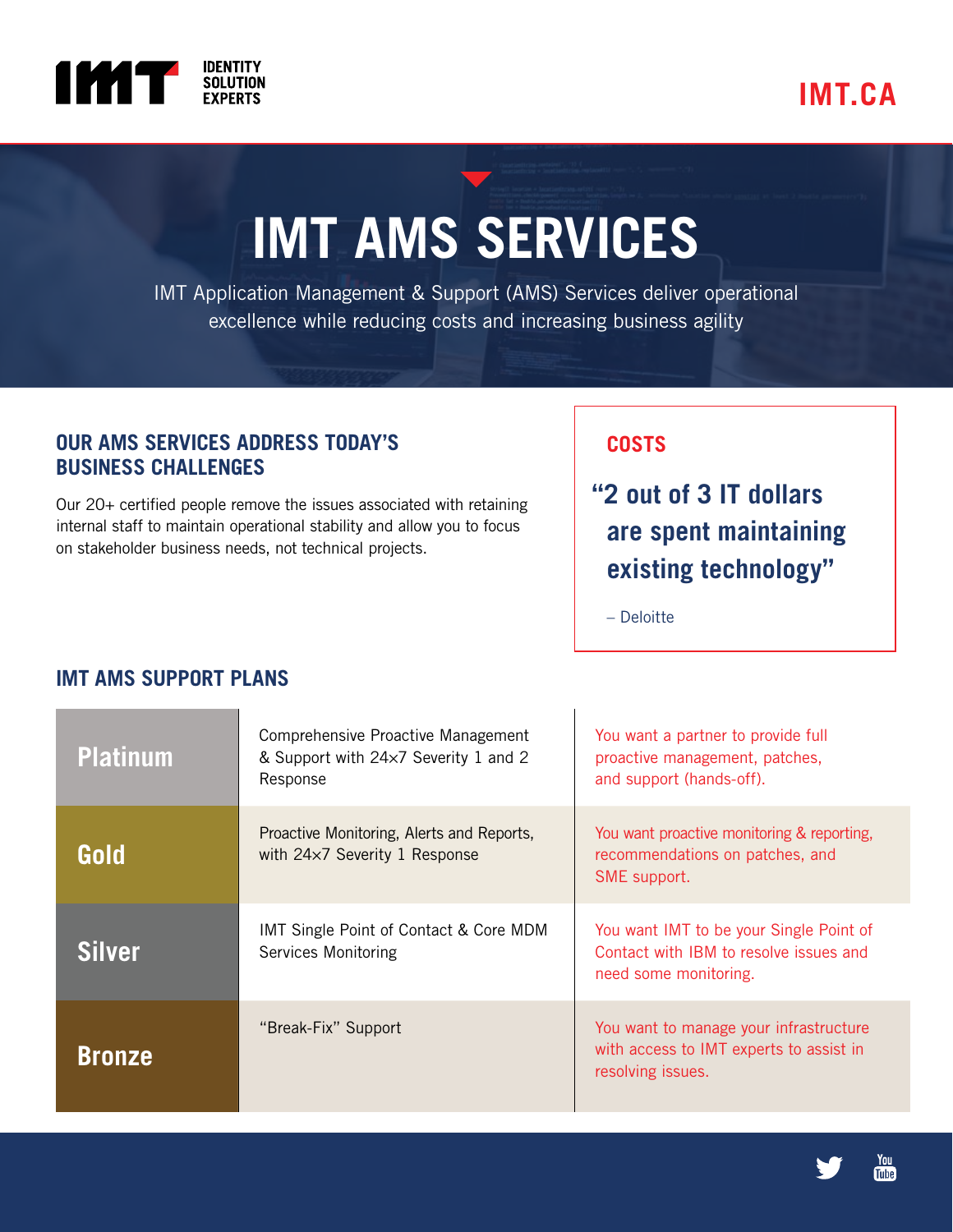IMT IDENTITY SOLUTION EXPERTS

IMT.CA

# IMT AMS SERVICES

IMT Application Management & Support (AMS) Services deliver operational excellence while reducing costs and increasing business agility

## OUR AMS SERVICES ADDRESS TODAY'S BUSINESS CHALLENGES

Our 20+ certified people remove the issues associated with retaining internal staff to maintain operational stability and allow you to focus on stakeholder business needs, not technical projects.

### COSTS

> **"2 out of 3 IT dollars are spent maintaining existing technology"**
>
> – Deloitte

## IMT AMS SUPPORT PLANS

| Plan | Description | Best for |
|---|---|---|
| **Platinum** | Comprehensive Proactive Management & Support with 24×7 Severity 1 and 2 Response | You want a partner to provide full proactive management, patches, and support (hands-off). |
| **Gold** | Proactive Monitoring, Alerts and Reports, with 24×7 Severity 1 Response | You want proactive monitoring & reporting, recommendations on patches, and SME support. |
| **Silver** | IMT Single Point of Contact & Core MDM Services Monitoring | You want IMT to be your Single Point of Contact with IBM to resolve issues and need some monitoring. |
| **Bronze** | "Break-Fix" Support | You want to manage your infrastructure with access to IMT experts to assist in resolving issues. |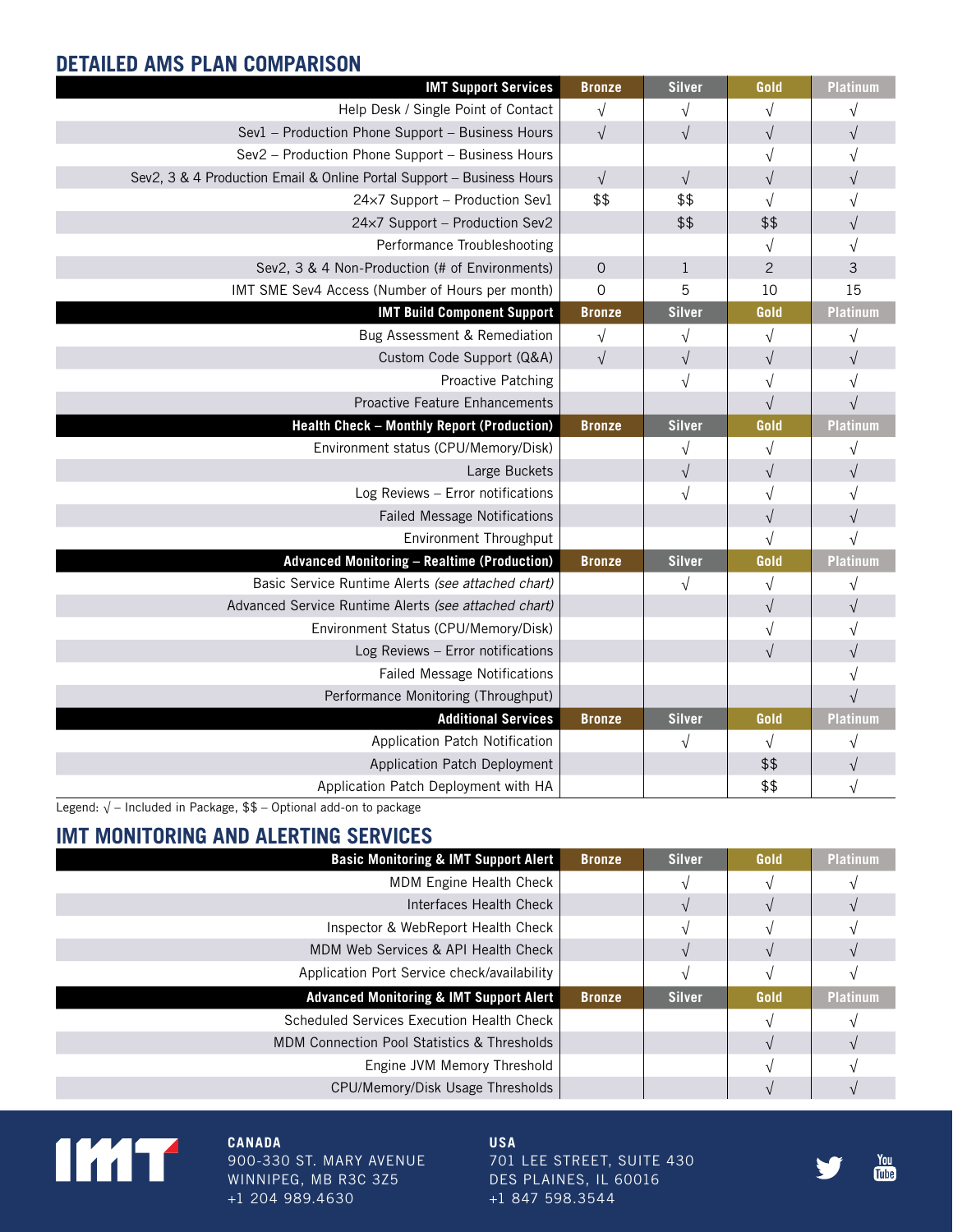## DETAILED AMS PLAN COMPARISON

| IMT Support Services | Bronze | Silver | Gold | Platinum |
|---|---|---|---|---|
| Help Desk / Single Point of Contact | √ | √ | √ | √ |
| Sev1 – Production Phone Support – Business Hours | √ | √ | √ | √ |
| Sev2 – Production Phone Support – Business Hours | | | √ | √ |
| Sev2, 3 & 4 Production Email & Online Portal Support – Business Hours | √ | √ | √ | √ |
| 24x7 Support – Production Sev1 | $$ | $$ | √ | √ |
| 24x7 Support – Production Sev2 | | $$ | $$ | √ |
| Performance Troubleshooting | | | √ | √ |
| Sev2, 3 & 4 Non-Production (# of Environments) | 0 | 1 | 2 | 3 |
| IMT SME Sev4 Access (Number of Hours per month) | 0 | 5 | 10 | 15 |
| **IMT Build Component Support** | **Bronze** | **Silver** | **Gold** | **Platinum** |
| Bug Assessment & Remediation | √ | √ | √ | √ |
| Custom Code Support (Q&A) | √ | √ | √ | √ |
| Proactive Patching | | √ | √ | √ |
| Proactive Feature Enhancements | | | √ | √ |
| **Health Check – Monthly Report (Production)** | **Bronze** | **Silver** | **Gold** | **Platinum** |
| Environment status (CPU/Memory/Disk) | | √ | √ | √ |
| Large Buckets | | √ | √ | √ |
| Log Reviews – Error notifications | | √ | √ | √ |
| Failed Message Notifications | | | √ | √ |
| Environment Throughput | | | √ | √ |
| **Advanced Monitoring – Realtime (Production)** | **Bronze** | **Silver** | **Gold** | **Platinum** |
| Basic Service Runtime Alerts *(see attached chart)* | | √ | √ | √ |
| Advanced Service Runtime Alerts *(see attached chart)* | | | √ | √ |
| Environment Status (CPU/Memory/Disk) | | | √ | √ |
| Log Reviews – Error notifications | | | √ | √ |
| Failed Message Notifications | | | | √ |
| Performance Monitoring (Throughput) | | | | √ |
| **Additional Services** | **Bronze** | **Silver** | **Gold** | **Platinum** |
| Application Patch Notification | | √ | √ | √ |
| Application Patch Deployment | | | $$ | √ |
| Application Patch Deployment with HA | | | $$ | √ |

Legend: √ – Included in Package, $$ – Optional add-on to package

## IMT MONITORING AND ALERTING SERVICES

| Basic Monitoring & IMT Support Alert | Bronze | Silver | Gold | Platinum |
|---|---|---|---|---|
| MDM Engine Health Check | | √ | √ | √ |
| Interfaces Health Check | | √ | √ | √ |
| Inspector & WebReport Health Check | | √ | √ | √ |
| MDM Web Services & API Health Check | | √ | √ | √ |
| Application Port Service check/availability | | √ | √ | √ |
| **Advanced Monitoring & IMT Support Alert** | **Bronze** | **Silver** | **Gold** | **Platinum** |
| Scheduled Services Execution Health Check | | | √ | √ |
| MDM Connection Pool Statistics & Thresholds | | | √ | √ |
| Engine JVM Memory Threshold | | | √ | √ |
| CPU/Memory/Disk Usage Thresholds | | | √ | √ |

IMT

**CANADA**
900-330 ST. MARY AVENUE
WINNIPEG, MB R3C 3Z5
+1 204 989.4630

**USA**
701 LEE STREET, SUITE 430
DES PLAINES, IL 60016
+1 847 598.3544